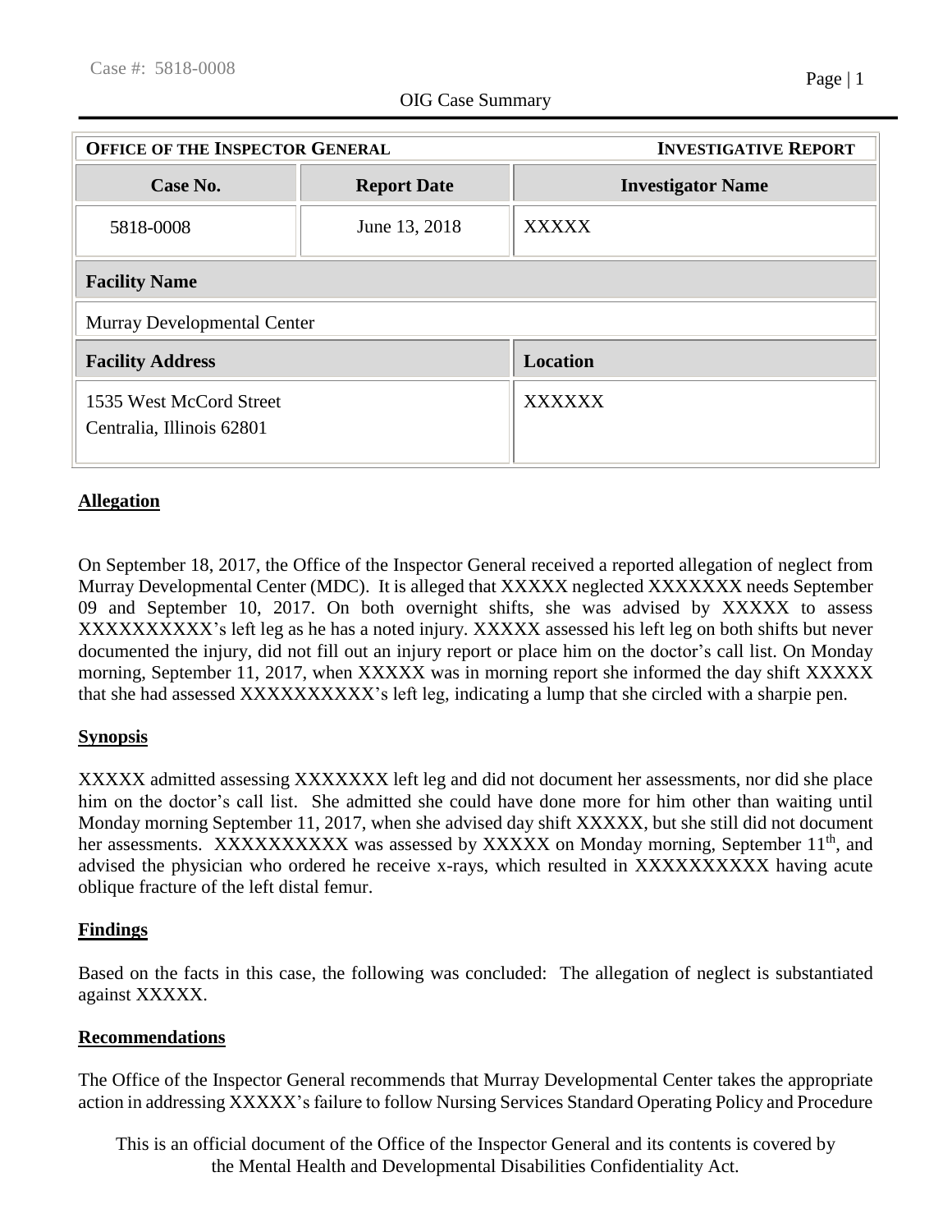OIG Case Summary

| **OFFICE OF THE INSPECTOR GENERAL** | | **INVESTIGATIVE REPORT** |
|---|---|---|
| **Case No.** | **Report Date** | **Investigator Name** |
| 5818-0008 | June 13, 2018 | XXXXX |
| **Facility Name** | | |
| Murray Developmental Center | | |
| **Facility Address** | | **Location** |
| 1535 West McCord Street<br>Centralia, Illinois 62801 | | XXXXXX |

## Allegation

On September 18, 2017, the Office of the Inspector General received a reported allegation of neglect from Murray Developmental Center (MDC). It is alleged that XXXXX neglected XXXXXXX needs September 09 and September 10, 2017. On both overnight shifts, she was advised by XXXXX to assess XXXXXXXXXX's left leg as he has a noted injury. XXXXX assessed his left leg on both shifts but never documented the injury, did not fill out an injury report or place him on the doctor's call list. On Monday morning, September 11, 2017, when XXXXX was in morning report she informed the day shift XXXXX that she had assessed XXXXXXXXXX's left leg, indicating a lump that she circled with a sharpie pen.

## Synopsis

XXXXX admitted assessing XXXXXXX left leg and did not document her assessments, nor did she place him on the doctor's call list. She admitted she could have done more for him other than waiting until Monday morning September 11, 2017, when she advised day shift XXXXX, but she still did not document her assessments. XXXXXXXXXX was assessed by XXXXX on Monday morning, September 11th, and advised the physician who ordered he receive x-rays, which resulted in XXXXXXXXXX having acute oblique fracture of the left distal femur.

## Findings

Based on the facts in this case, the following was concluded: The allegation of neglect is substantiated against XXXXX.

## Recommendations

The Office of the Inspector General recommends that Murray Developmental Center takes the appropriate action in addressing XXXXX's failure to follow Nursing Services Standard Operating Policy and Procedure

This is an official document of the Office of the Inspector General and its contents is covered by the Mental Health and Developmental Disabilities Confidentiality Act.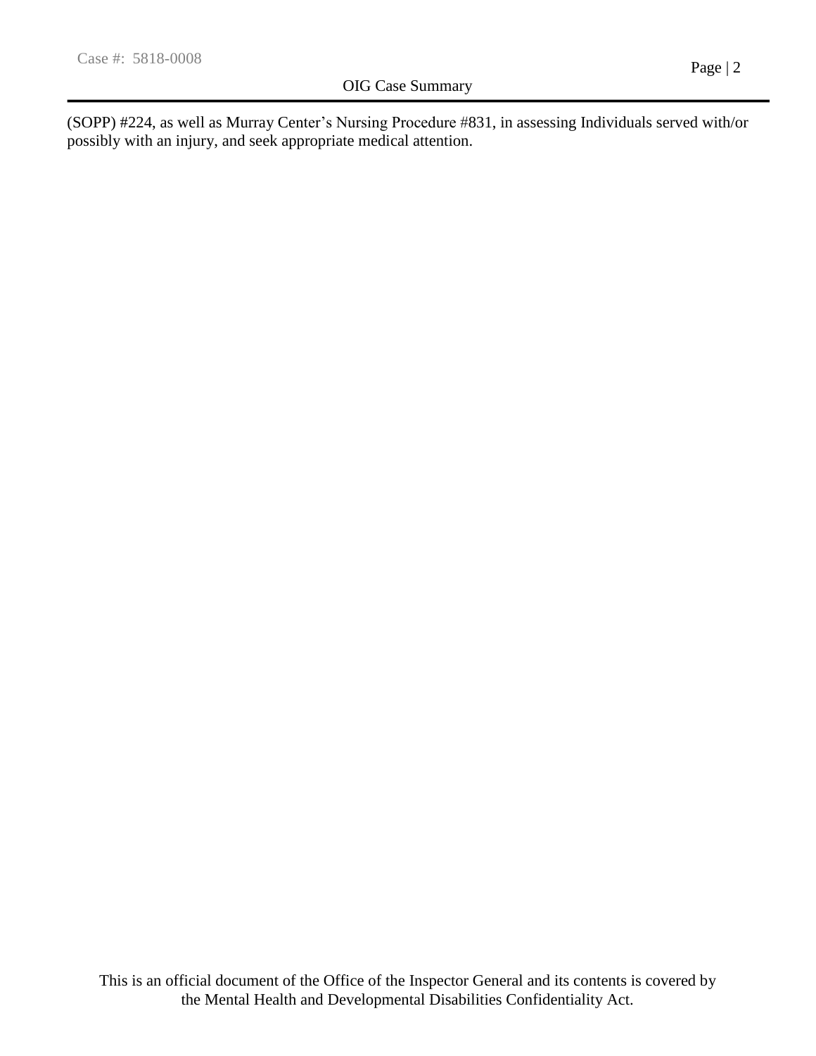(SOPP) #224, as well as Murray Center's Nursing Procedure #831, in assessing Individuals served with/or possibly with an injury, and seek appropriate medical attention.